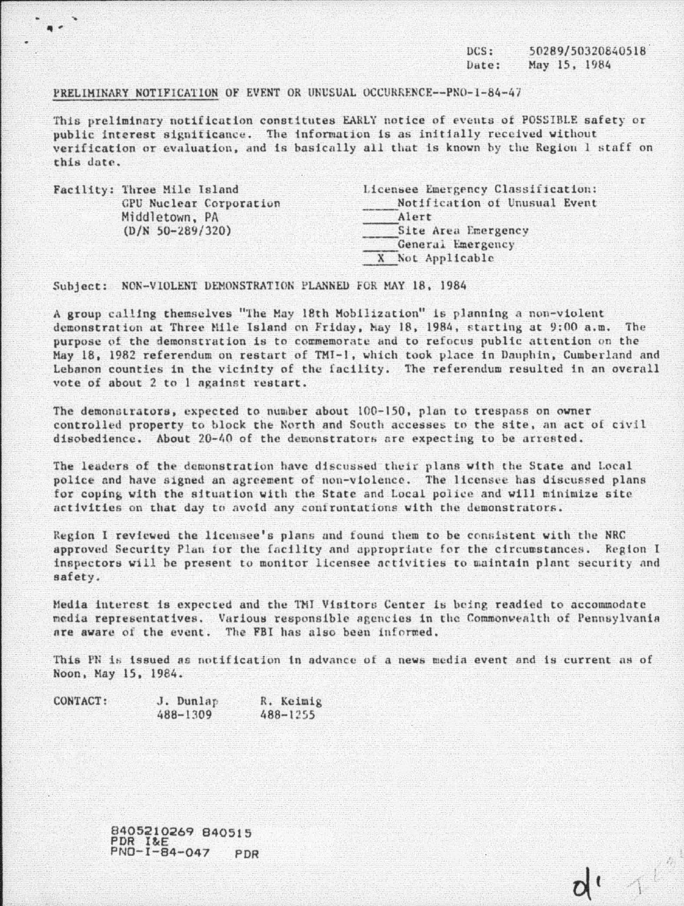DCS: 50289/50320840518
Date: May 15, 1984

PRELIMINARY NOTIFICATION OF EVENT OR UNUSUAL OCCURRENCE--PNO-1-84-47

This preliminary notification constitutes EARLY notice of events of POSSIBLE safety or public interest significance. The information is as initially received without verification or evaluation, and is basically all that is known by the Region 1 staff on this date.

Facility: Three Mile Island
GPU Nuclear Corporation
Middletown, PA
(D/N 50-289/320)

Licensee Emergency Classification:
____ Notification of Unusual Event
____ Alert
____ Site Area Emergency
____ General Emergency
__X__ Not Applicable

Subject: NON-VIOLENT DEMONSTRATION PLANNED FOR MAY 18, 1984

A group calling themselves "The May 18th Mobilization" is planning a non-violent demonstration at Three Mile Island on Friday, May 18, 1984, starting at 9:00 a.m. The purpose of the demonstration is to commemorate and to refocus public attention on the May 18, 1982 referendum on restart of TMI-1, which took place in Dauphin, Cumberland and Lebanon counties in the vicinity of the facility. The referendum resulted in an overall vote of about 2 to 1 against restart.

The demonstrators, expected to number about 100-150, plan to trespass on owner controlled property to block the North and South accesses to the site, an act of civil disobedience. About 20-40 of the demonstrators are expecting to be arrested.

The leaders of the demonstration have discussed their plans with the State and Local police and have signed an agreement of non-violence. The licensee has discussed plans for coping with the situation with the State and Local police and will minimize site activities on that day to avoid any confrontations with the demonstrators.

Region I reviewed the licensee's plans and found them to be consistent with the NRC approved Security Plan for the facility and appropriate for the circumstances. Region I inspectors will be present to monitor licensee activities to maintain plant security and safety.

Media interest is expected and the TMI Visitors Center is being readied to accommodate media representatives. Various responsible agencies in the Commonwealth of Pennsylvania are aware of the event. The FBI has also been informed.

This PN is issued as notification in advance of a news media event and is current as of Noon, May 15, 1984.

CONTACT: J. Dunlap 488-1309 R. Keimig 488-1255

8405210269 840515
PDR I&E
PNO-I-84-047 PDR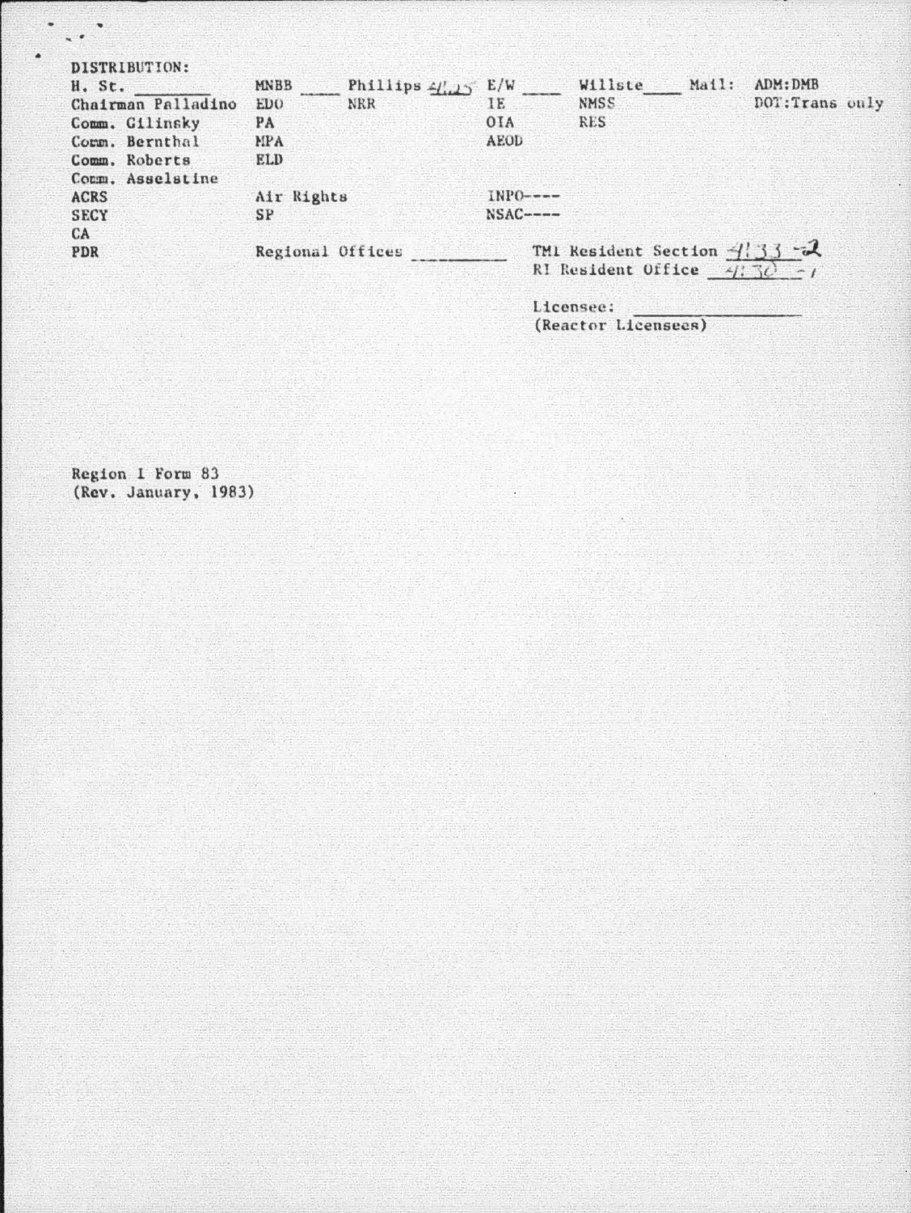DISTRIBUTION:

| | | | | | |
|---|---|---|---|---|---|
| H. St. ________ | MNBB ____ | Phillips 4/25 | E/W ____ | Willste ____ | Mail: ADM:DMB |
| Chairman Palladino | EDO | NRR | IE | NMSS | DOT:Trans only |
| Comm. Gilinsky | PA | | OIA | RES | |
| Comm. Bernthal | MPA | | AEOD | | |
| Comm. Roberts | ELD | | | | |
| Comm. Asselstine | | | | | |
| ACRS | Air Rights | | INPO---- | | |
| SECY | SP | | NSAC---- | | |
| CA | | | | | |
| PDR | Regional Offices ________ | | TMI Resident Section 4/33 -2 | | |
| | | | RI Resident Office 4/30 -1 | | |

Licensee: ________________
(Reactor Licensees)

Region I Form 83
(Rev. January, 1983)